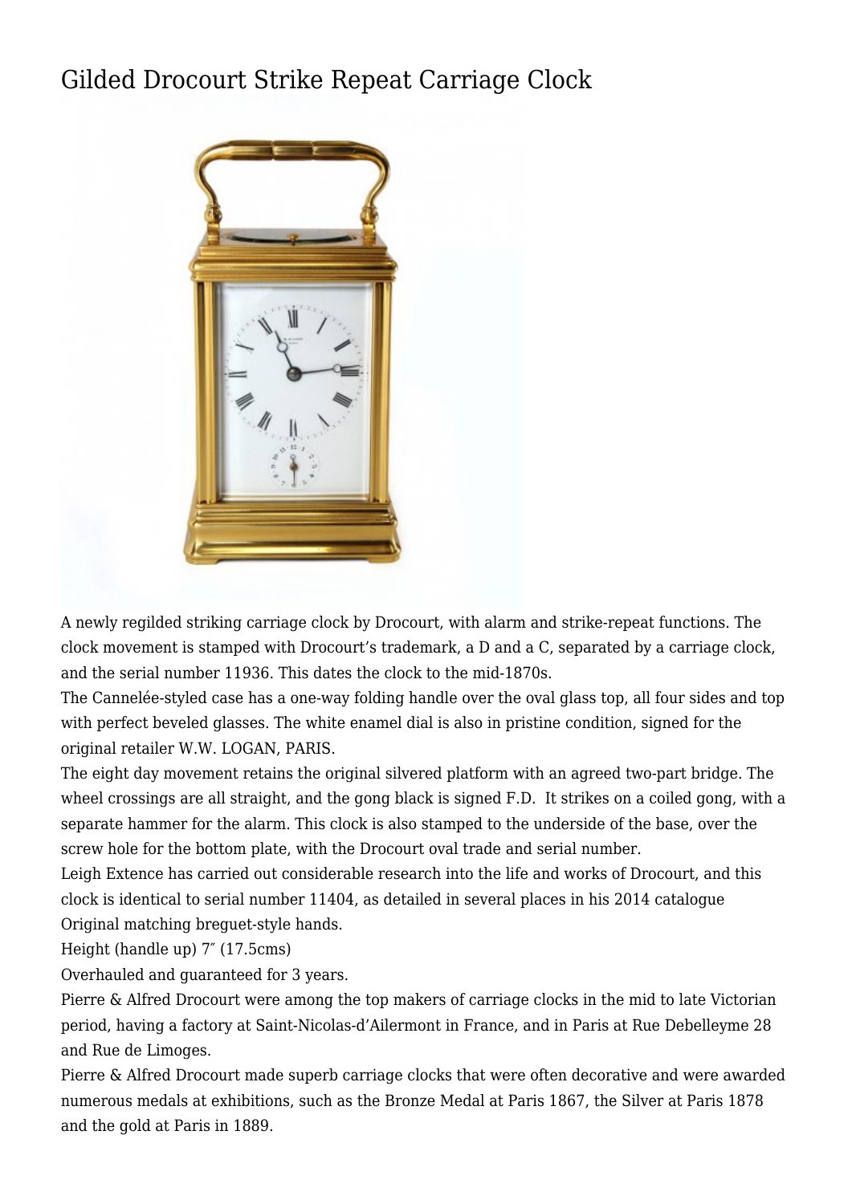# Gilded Drocourt Strike Repeat Carriage Clock

A newly regilded striking carriage clock by Drocourt, with alarm and strike-repeat functions. The clock movement is stamped with Drocourt's trademark, a D and a C, separated by a carriage clock, and the serial number 11936. This dates the clock to the mid-1870s.

The Cannelée-styled case has a one-way folding handle over the oval glass top, all four sides and top with perfect beveled glasses. The white enamel dial is also in pristine condition, signed for the original retailer W.W. LOGAN, PARIS.

The eight day movement retains the original silvered platform with an agreed two-part bridge. The wheel crossings are all straight, and the gong black is signed F.D. It strikes on a coiled gong, with a separate hammer for the alarm. This clock is also stamped to the underside of the base, over the screw hole for the bottom plate, with the Drocourt oval trade and serial number.

Leigh Extence has carried out considerable research into the life and works of Drocourt, and this clock is identical to serial number 11404, as detailed in several places in his 2014 catalogue

Original matching breguet-style hands.

Height (handle up) 7″ (17.5cms)

Overhauled and guaranteed for 3 years.

Pierre & Alfred Drocourt were among the top makers of carriage clocks in the mid to late Victorian period, having a factory at Saint-Nicolas-d'Ailermont in France, and in Paris at Rue Debelleyme 28 and Rue de Limoges.

Pierre & Alfred Drocourt made superb carriage clocks that were often decorative and were awarded numerous medals at exhibitions, such as the Bronze Medal at Paris 1867, the Silver at Paris 1878 and the gold at Paris in 1889.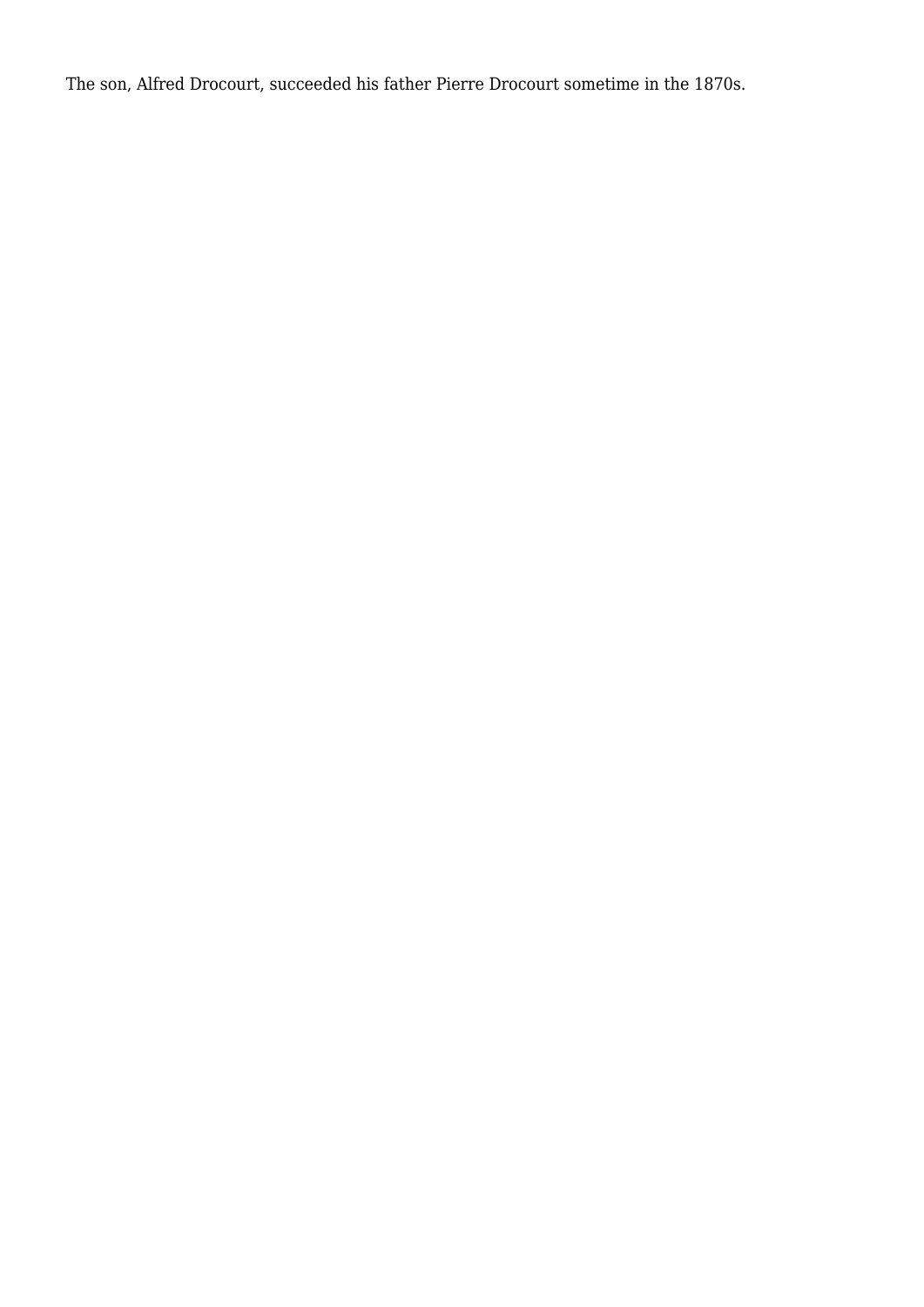The son, Alfred Drocourt, succeeded his father Pierre Drocourt sometime in the 1870s.